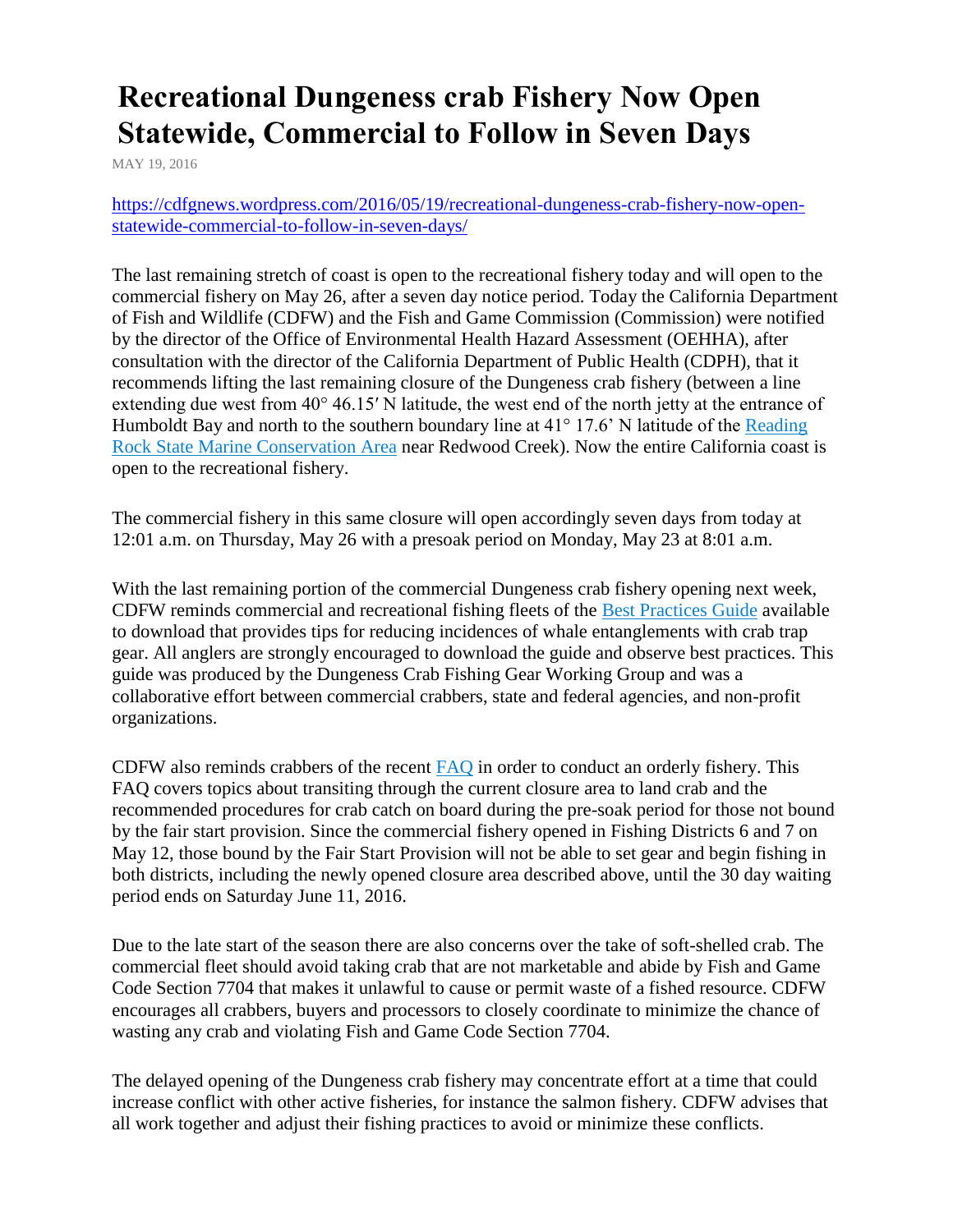# Recreational Dungeness crab Fishery Now Open Statewide, Commercial to Follow in Seven Days

MAY 19, 2016

[https://cdfgnews.wordpress.com/2016/05/19/recreational-dungeness-crab-fishery-now-open-statewide-commercial-to-follow-in-seven-days/](https://cdfgnews.wordpress.com/2016/05/19/recreational-dungeness-crab-fishery-now-open-statewide-commercial-to-follow-in-seven-days/)

The last remaining stretch of coast is open to the recreational fishery today and will open to the commercial fishery on May 26, after a seven day notice period. Today the California Department of Fish and Wildlife (CDFW) and the Fish and Game Commission (Commission) were notified by the director of the Office of Environmental Health Hazard Assessment (OEHHA), after consultation with the director of the California Department of Public Health (CDPH), that it recommends lifting the last remaining closure of the Dungeness crab fishery (between a line extending due west from 40° 46.15′ N latitude, the west end of the north jetty at the entrance of Humboldt Bay and north to the southern boundary line at 41° 17.6’ N latitude of the Reading Rock State Marine Conservation Area near Redwood Creek). Now the entire California coast is open to the recreational fishery.

The commercial fishery in this same closure will open accordingly seven days from today at 12:01 a.m. on Thursday, May 26 with a presoak period on Monday, May 23 at 8:01 a.m.

With the last remaining portion of the commercial Dungeness crab fishery opening next week, CDFW reminds commercial and recreational fishing fleets of the Best Practices Guide available to download that provides tips for reducing incidences of whale entanglements with crab trap gear. All anglers are strongly encouraged to download the guide and observe best practices. This guide was produced by the Dungeness Crab Fishing Gear Working Group and was a collaborative effort between commercial crabbers, state and federal agencies, and non-profit organizations.

CDFW also reminds crabbers of the recent FAQ in order to conduct an orderly fishery. This FAQ covers topics about transiting through the current closure area to land crab and the recommended procedures for crab catch on board during the pre-soak period for those not bound by the fair start provision. Since the commercial fishery opened in Fishing Districts 6 and 7 on May 12, those bound by the Fair Start Provision will not be able to set gear and begin fishing in both districts, including the newly opened closure area described above, until the 30 day waiting period ends on Saturday June 11, 2016.

Due to the late start of the season there are also concerns over the take of soft-shelled crab. The commercial fleet should avoid taking crab that are not marketable and abide by Fish and Game Code Section 7704 that makes it unlawful to cause or permit waste of a fished resource. CDFW encourages all crabbers, buyers and processors to closely coordinate to minimize the chance of wasting any crab and violating Fish and Game Code Section 7704.

The delayed opening of the Dungeness crab fishery may concentrate effort at a time that could increase conflict with other active fisheries, for instance the salmon fishery. CDFW advises that all work together and adjust their fishing practices to avoid or minimize these conflicts.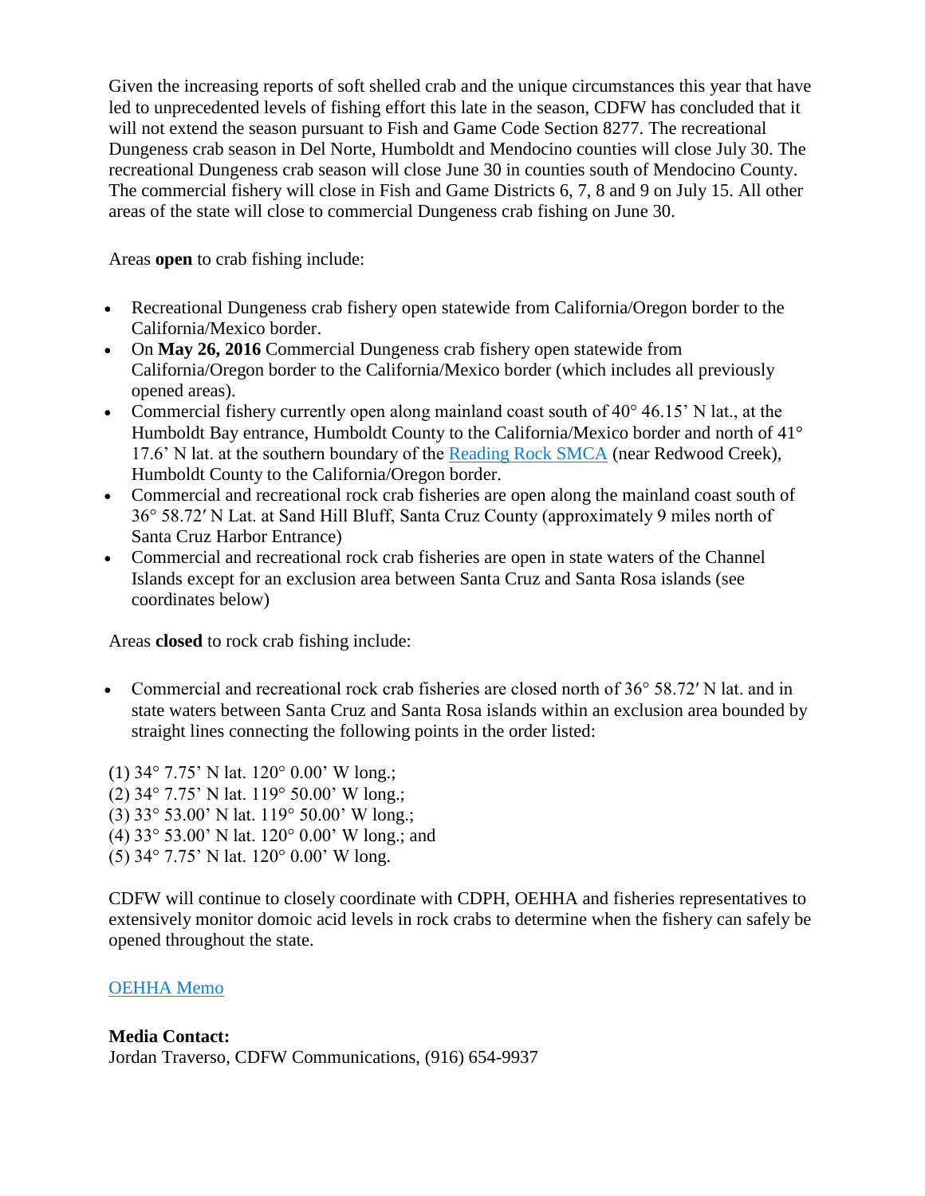Given the increasing reports of soft shelled crab and the unique circumstances this year that have led to unprecedented levels of fishing effort this late in the season, CDFW has concluded that it will not extend the season pursuant to Fish and Game Code Section 8277. The recreational Dungeness crab season in Del Norte, Humboldt and Mendocino counties will close July 30. The recreational Dungeness crab season will close June 30 in counties south of Mendocino County. The commercial fishery will close in Fish and Game Districts 6, 7, 8 and 9 on July 15. All other areas of the state will close to commercial Dungeness crab fishing on June 30.

Areas **open** to crab fishing include:

- Recreational Dungeness crab fishery open statewide from California/Oregon border to the California/Mexico border.
- On **May 26, 2016** Commercial Dungeness crab fishery open statewide from California/Oregon border to the California/Mexico border (which includes all previously opened areas).
- Commercial fishery currently open along mainland coast south of 40° 46.15' N lat., at the Humboldt Bay entrance, Humboldt County to the California/Mexico border and north of 41° 17.6' N lat. at the southern boundary of the Reading Rock SMCA (near Redwood Creek), Humboldt County to the California/Oregon border.
- Commercial and recreational rock crab fisheries are open along the mainland coast south of 36° 58.72′ N Lat. at Sand Hill Bluff, Santa Cruz County (approximately 9 miles north of Santa Cruz Harbor Entrance)
- Commercial and recreational rock crab fisheries are open in state waters of the Channel Islands except for an exclusion area between Santa Cruz and Santa Rosa islands (see coordinates below)

Areas **closed** to rock crab fishing include:

- Commercial and recreational rock crab fisheries are closed north of 36° 58.72′ N lat. and in state waters between Santa Cruz and Santa Rosa islands within an exclusion area bounded by straight lines connecting the following points in the order listed:

(1) 34° 7.75' N lat. 120° 0.00' W long.;
(2) 34° 7.75' N lat. 119° 50.00' W long.;
(3) 33° 53.00' N lat. 119° 50.00' W long.;
(4) 33° 53.00' N lat. 120° 0.00' W long.; and
(5) 34° 7.75' N lat. 120° 0.00' W long.

CDFW will continue to closely coordinate with CDPH, OEHHA and fisheries representatives to extensively monitor domoic acid levels in rock crabs to determine when the fishery can safely be opened throughout the state.

OEHHA Memo

**Media Contact:**
Jordan Traverso, CDFW Communications, (916) 654-9937